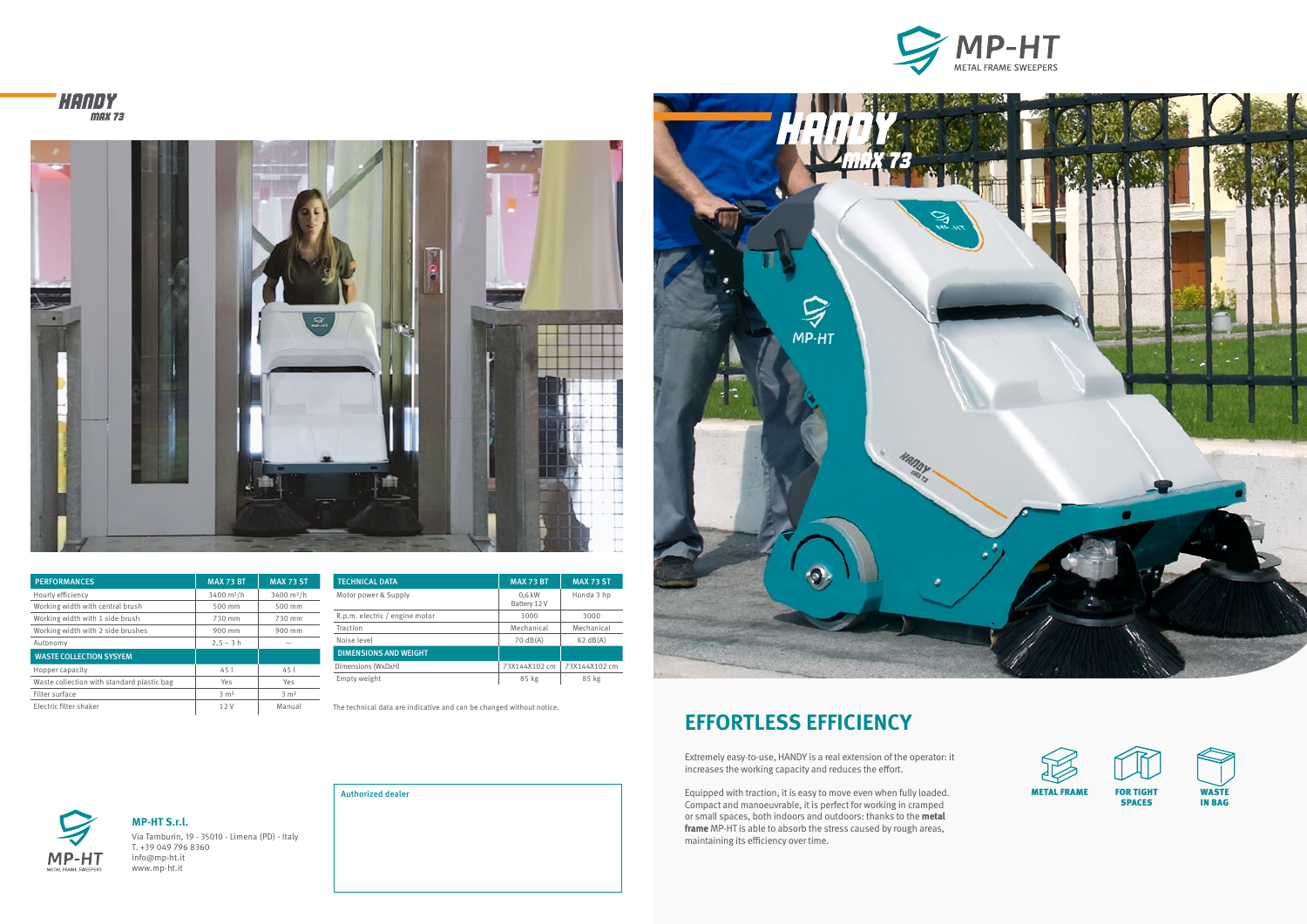# HANDY MAX 73

| PERFORMANCES | MAX 73 BT | MAX 73 ST |
|---|---|---|
| Hourly efficiency | 3400 m²/h | 3400 m²/h |
| Working width with central brush | 500 mm | 500 mm |
| Working width with 1 side brush | 730 mm | 730 mm |
| Working width with 2 side brushes | 900 mm | 900 mm |
| Autonomy | 2,5 – 3 h | — |
| **WASTE COLLECTION SYSYEM** | | |
| Hopper capacity | 45 l | 45 l |
| Waste collection with standard plastic bag | Yes | Yes |
| Filter surface | 3 m² | 3 m² |
| Electric filter shaker | 12 V | Manual |

| TECHNICAL DATA | MAX 73 BT | MAX 73 ST |
|---|---|---|
| Motor power & Supply | 0,6 kW Battery 12 V | Honda 3 hp |
| R.p.m. electric / engine motor | 3000 | 3000 |
| Traction | Mechanical | Mechanical |
| Noise level | 70 dB(A) | 82 dB(A) |
| **DIMENSIONS AND WEIGHT** | | |
| Dimensions (WxDxH) | 73X144X102 cm | 73X144X102 cm |
| Empty weight | 85 kg | 85 kg |

The technical data are indicative and can be changed without notice.

**MP-HT S.r.l.**
Via Tamburin, 19 - 35010 - Limena (PD) - Italy
T. +39 049 796 8360
info@mp-ht.it
www.mp-ht.it

Authorized dealer

MP-HT
METAL FRAME SWEEPERS

## EFFORTLESS EFFICIENCY

Extremely easy-to-use, HANDY is a real extension of the operator: it increases the working capacity and reduces the effort.

Equipped with traction, it is easy to move even when fully loaded. Compact and manoeuvrable, it is perfect for working in cramped or small spaces, both indoors and outdoors: thanks to the **metal frame** MP-HT is able to absorb the stress caused by rough areas, maintaining its efficiency over time.

METAL FRAME

FOR TIGHT SPACES

WASTE IN BAG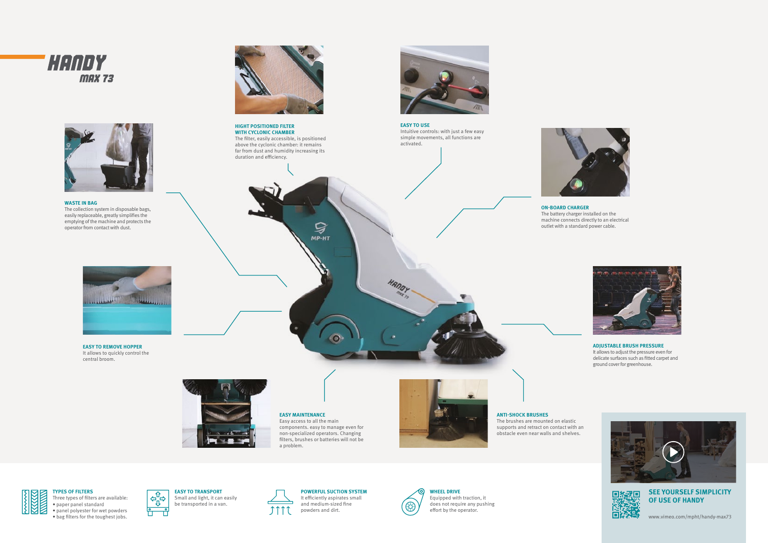# HANDY

## MAX 73

### HIGHT POSITIONED FILTER WITH CYCLONIC CHAMBER

The filter, easily accessible, is positioned above the cyclonic chamber: it remains far from dust and humidity increasing its duration and efficiency.

### EASY TO USE

Intuitive controls: with just a few easy simple movements, all functions are activated.

### WASTE IN BAG

The collection system in disposable bags, easily replaceable, greatly simplifies the emptying of the machine and protects the operator from contact with dust.

### ON-BOARD CHARGER

The battery charger installed on the machine connects directly to an electrical outlet with a standard power cable.

### EASY TO REMOVE HOPPER

It allows to quickly control the central broom.

### ADJUSTABLE BRUSH PRESSURE

It allows to adjust the pressure even for delicate surfaces such as fitted carpet and ground cover for greenhouse.

### EASY MAINTENANCE

Easy access to all the main components. easy to manage even for non-specialized operators. Changing filters, brushes or batteries will not be a problem.

### ANTI-SHOCK BRUSHES

The brushes are mounted on elastic supports and retract on contact with an obstacle even near walls and shelves.

### TYPES OF FILTERS

Three types of filters are available:

- paper panel standard
- panel polyester for wet powders
- bag filters for the toughest jobs.

### EASY TO TRANSPORT

Small and light, it can easily be transported in a van.

### POWERFUL SUCTION SYSTEM

It efficiently aspirates small and medium-sized fine powders and dirt.

### WHEEL DRIVE

Equipped with traction, it does not require any pushing effort by the operator.

### SEE YOURSELF SIMPLICITY OF USE OF HANDY

www.vimeo.com/mpht/handy-max73